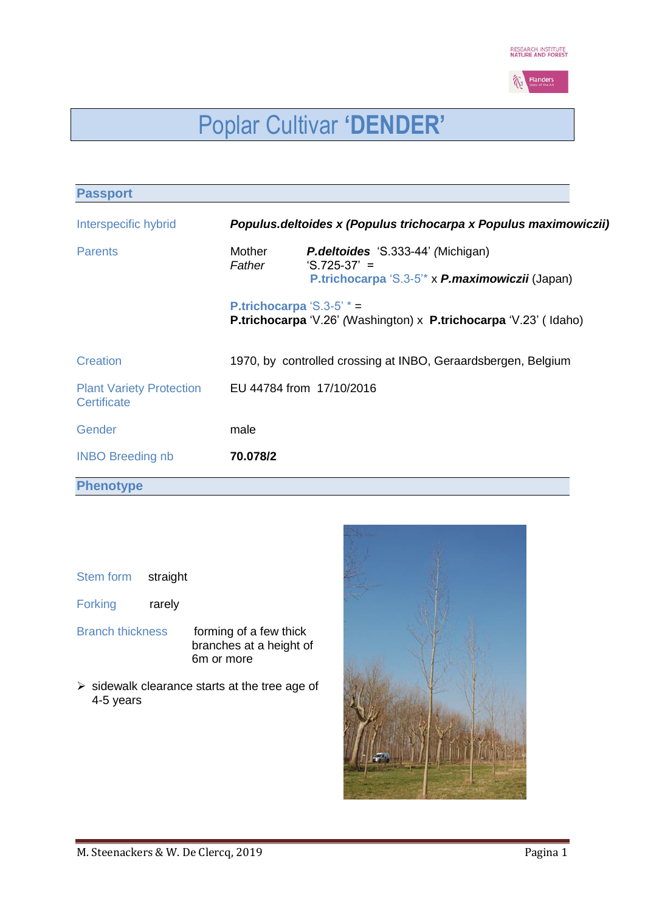# Poplar Cultivar '**DENDER**'

## Passport

| | |
|---|---|
| Interspecific hybrid | ***Populus.deltoides x (Populus trichocarpa x Populus maximowiczii)*** |
| Parents | Mother ***P.deltoides*** 'S.333-44' *(*Michigan)<br>*Father* 'S.725-37' = **P.trichocarpa** 'S.3-5'* x ***P.maximowiczii*** (Japan)<br><br>**P.trichocarpa** 'S.3-5' * =<br>**P.trichocarpa** 'V.26' *(*Washington) x **P.trichocarpa** 'V.23' ( Idaho) |
| Creation | 1970, by controlled crossing at INBO, Geraardsbergen, Belgium |
| Plant Variety Protection Certificate | EU 44784 from 17/10/2016 |
| Gender | male |
| INBO Breeding nb | **70.078/2** |

## Phenotype

Stem form straight

Forking rarely

Branch thickness forming of a few thick branches at a height of 6m or more

- sidewalk clearance starts at the tree age of 4-5 years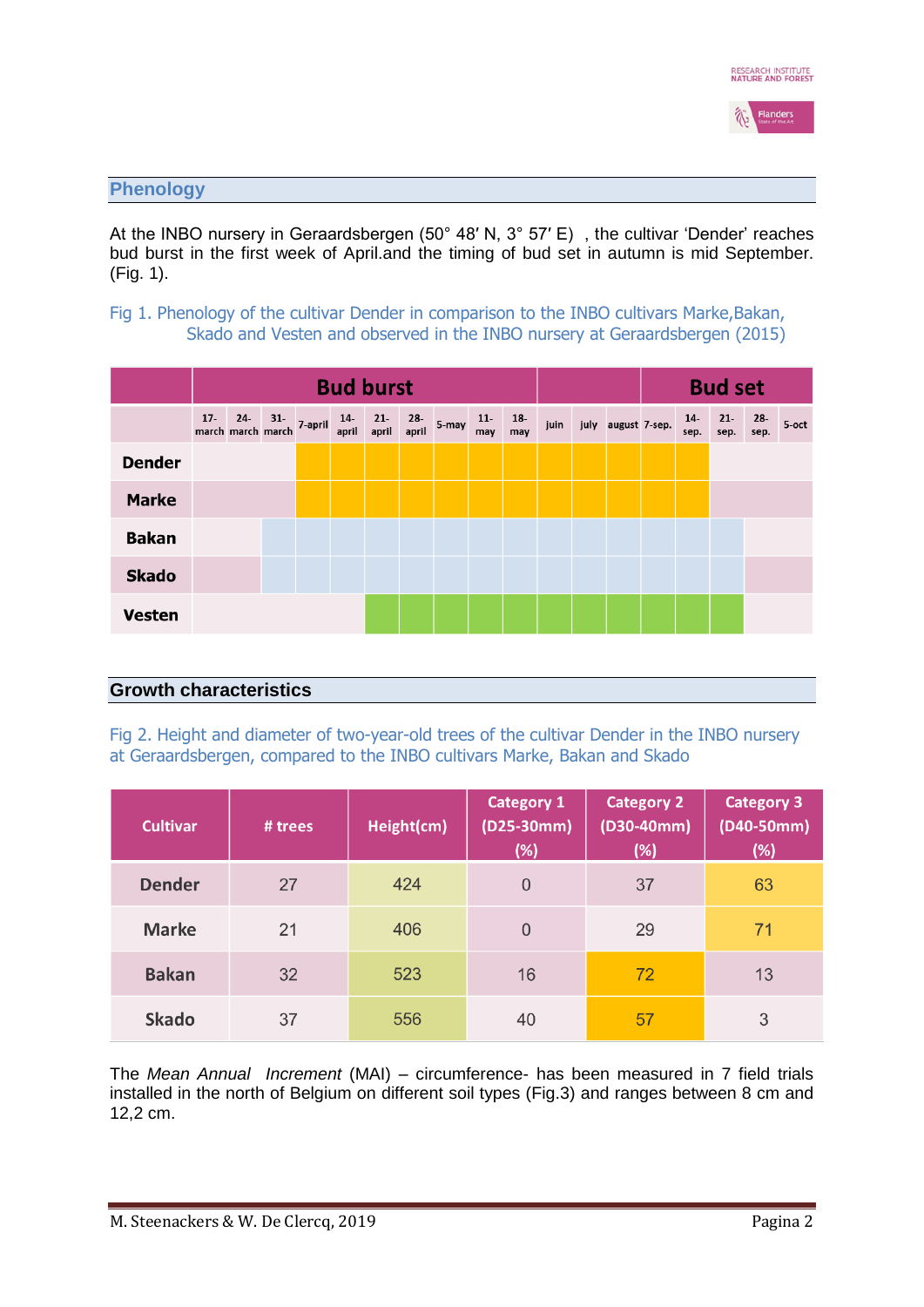## Phenology

At the INBO nursery in Geraardsbergen (50° 48′ N, 3° 57′ E) , the cultivar 'Dender' reaches bud burst in the first week of April.and the timing of bud set in autumn is mid September. (Fig. 1).

Fig 1. Phenology of the cultivar Dender in comparison to the INBO cultivars Marke,Bakan, Skado and Vesten and observed in the INBO nursery at Geraardsbergen (2015)

| | Bud burst | | | | | | | | | | | | | Bud set | | | | |
|---|---|---|---|---|---|---|---|---|---|---|---|---|---|---|---|---|---|---|
| | 17-march | 24-march | 31-march | 7-april | 14-april | 21-april | 28-april | 5-may | 11-may | 18-may | juin | july | august | 7-sep. | 14-sep. | 21-sep. | 28-sep. | 5-oct |
| **Dender** | | | | ■ | ■ | ■ | ■ | ■ | ■ | ■ | ■ | ■ | ■ | ■ | ■ | | | |
| **Marke** | | | | ■ | ■ | ■ | ■ | ■ | ■ | ■ | ■ | ■ | ■ | ■ | ■ | | | |
| **Bakan** | | | ■ | ■ | ■ | ■ | ■ | ■ | ■ | ■ | ■ | ■ | ■ | ■ | ■ | ■ | | |
| **Skado** | | | ■ | ■ | ■ | ■ | ■ | ■ | ■ | ■ | ■ | ■ | ■ | ■ | ■ | ■ | | |
| **Vesten** | | | | | | ■ | ■ | ■ | ■ | ■ | ■ | ■ | ■ | ■ | ■ | ■ | | |

## Growth characteristics

Fig 2. Height and diameter of two-year-old trees of the cultivar Dender in the INBO nursery at Geraardsbergen, compared to the INBO cultivars Marke, Bakan and Skado

| Cultivar | # trees | Height(cm) | Category 1 (D25-30mm) (%) | Category 2 (D30-40mm) (%) | Category 3 (D40-50mm) (%) |
|---|---|---|---|---|---|
| **Dender** | 27 | 424 | 0 | 37 | 63 |
| **Marke** | 21 | 406 | 0 | 29 | 71 |
| **Bakan** | 32 | 523 | 16 | 72 | 13 |
| **Skado** | 37 | 556 | 40 | 57 | 3 |

The *Mean Annual Increment* (MAI) – circumference- has been measured in 7 field trials installed in the north of Belgium on different soil types (Fig.3) and ranges between 8 cm and 12,2 cm.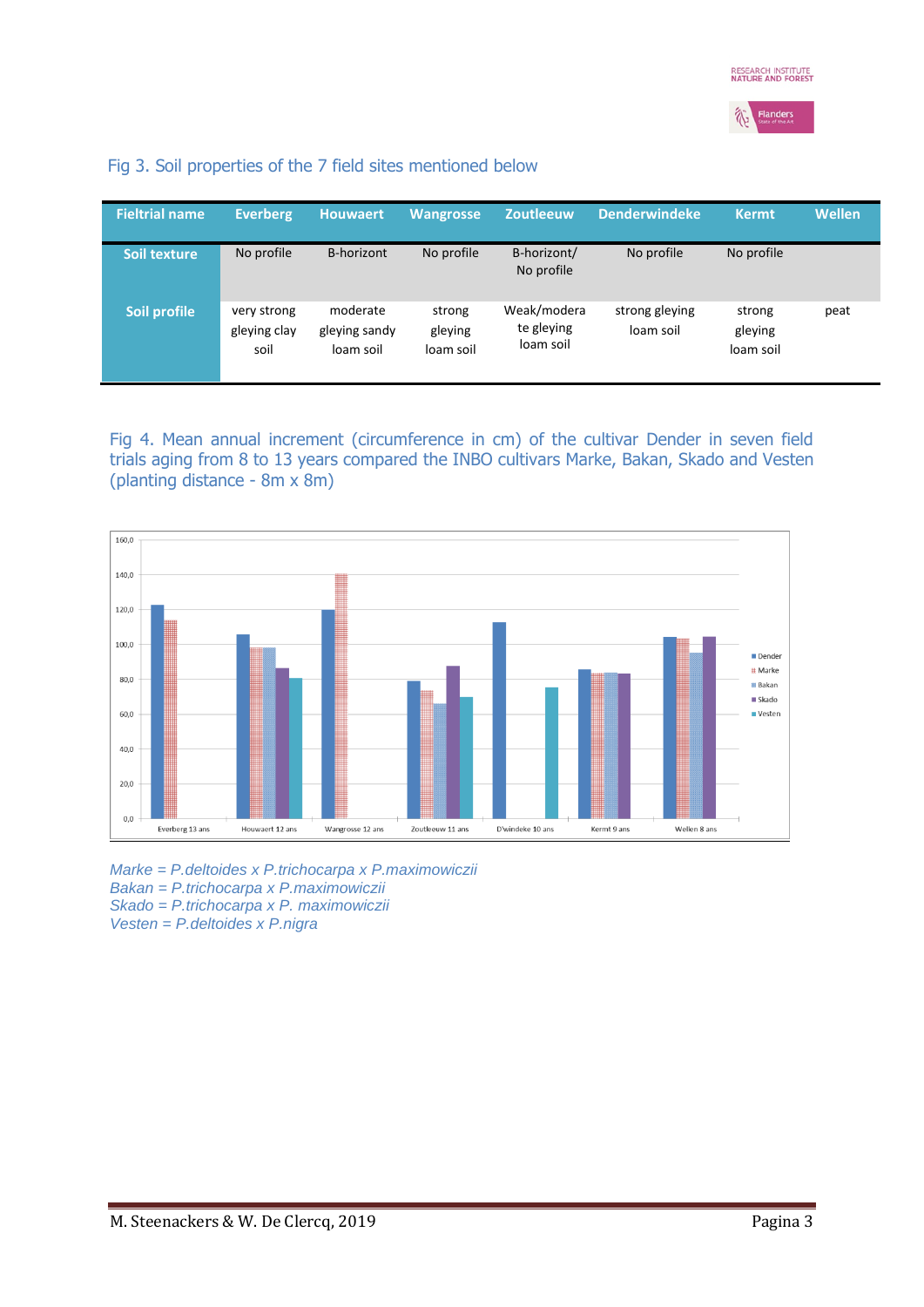Fig 3. Soil properties of the 7 field sites mentioned below

| Fieltrial name | Everberg | Houwaert | Wangrosse | Zoutleeuw | Denderwindeke | Kermt | Wellen |
|---|---|---|---|---|---|---|---|
| Soil texture | No profile | B-horizont | No profile | B-horizont/ No profile | No profile | No profile | |
| Soil profile | very strong gleying clay soil | moderate gleying sandy loam soil | strong gleying loam soil | Weak/moderate gleying loam soil | strong gleying loam soil | strong gleying loam soil | peat |

Fig 4. Mean annual increment (circumference in cm) of the cultivar Dender in seven field trials aging from 8 to 13 years compared the INBO cultivars Marke, Bakan, Skado and Vesten (planting distance - 8m x 8m)

*Marke = P.deltoides x P.trichocarpa x P.maximowiczii*
*Bakan = P.trichocarpa x P.maximowiczii*
*Skado = P.trichocarpa x P. maximowiczii*
*Vesten = P.deltoides x P.nigra*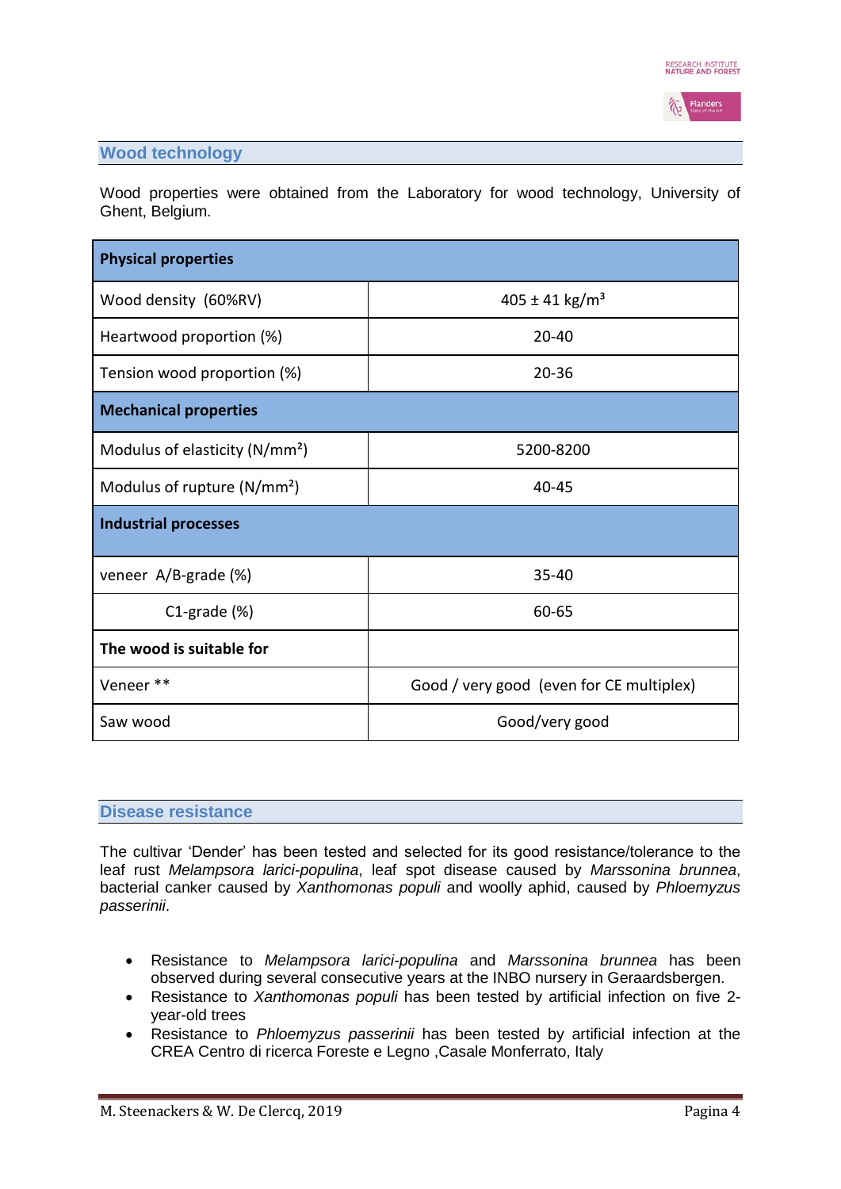## Wood technology

Wood properties were obtained from the Laboratory for wood technology, University of Ghent, Belgium.

| **Physical properties** | |
|---|---|
| Wood density (60%RV) | 405 ± 41 kg/m³ |
| Heartwood proportion (%) | 20-40 |
| Tension wood proportion (%) | 20-36 |
| **Mechanical properties** | |
| Modulus of elasticity (N/mm²) | 5200-8200 |
| Modulus of rupture (N/mm²) | 40-45 |
| **Industrial processes** | |
| veneer A/B-grade (%) | 35-40 |
| C1-grade (%) | 60-65 |
| **The wood is suitable for** | |
| Veneer ** | Good / very good (even for CE multiplex) |
| Saw wood | Good/very good |

## Disease resistance

The cultivar 'Dender' has been tested and selected for its good resistance/tolerance to the leaf rust *Melampsora larici-populina*, leaf spot disease caused by *Marssonina brunnea*, bacterial canker caused by *Xanthomonas populi* and woolly aphid, caused by *Phloemyzus passerinii*.

- Resistance to *Melampsora larici-populina* and *Marssonina brunnea* has been observed during several consecutive years at the INBO nursery in Geraardsbergen.
- Resistance to *Xanthomonas populi* has been tested by artificial infection on five 2-year-old trees
- Resistance to *Phloemyzus passerinii* has been tested by artificial infection at the CREA Centro di ricerca Foreste e Legno ,Casale Monferrato, Italy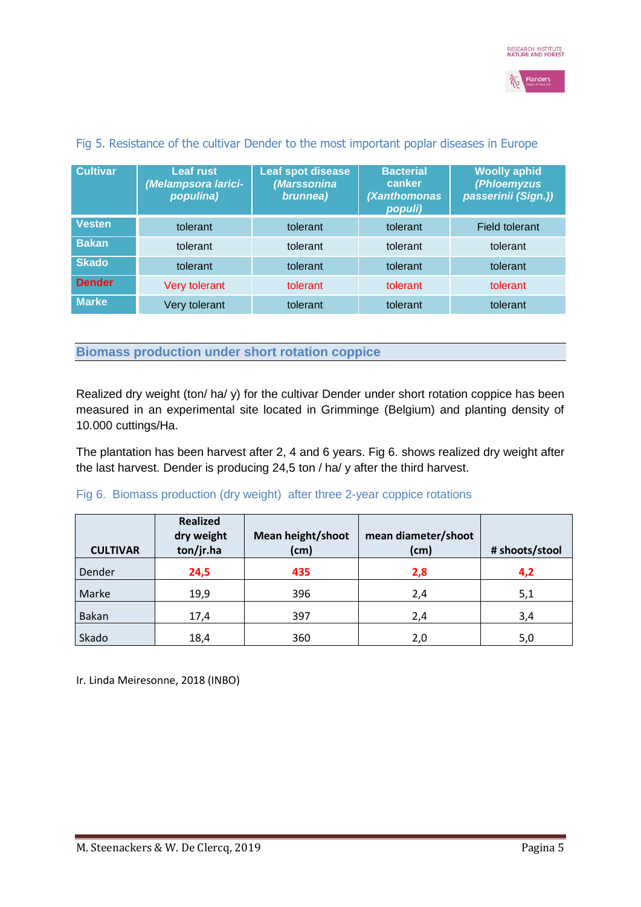Fig 5. Resistance of the cultivar Dender to the most important poplar diseases in Europe

| Cultivar | Leaf rust *(Melampsora larici-populina)* | Leaf spot disease *(Marssonina brunnea)* | Bacterial canker *(Xanthomonas populi)* | Woolly aphid *(Phloemyzus passerinii (Sign.))* |
|---|---|---|---|---|
| Vesten | tolerant | tolerant | tolerant | Field tolerant |
| Bakan | tolerant | tolerant | tolerant | tolerant |
| Skado | tolerant | tolerant | tolerant | tolerant |
| Dender | Very tolerant | tolerant | tolerant | tolerant |
| Marke | Very tolerant | tolerant | tolerant | tolerant |

## Biomass production under short rotation coppice

Realized dry weight (ton/ ha/ y) for the cultivar Dender under short rotation coppice has been measured in an experimental site located in Grimminge (Belgium) and planting density of 10.000 cuttings/Ha.

The plantation has been harvest after 2, 4 and 6 years. Fig 6. shows realized dry weight after the last harvest. Dender is producing 24,5 ton / ha/ y after the third harvest.

Fig 6. Biomass production (dry weight) after three 2-year coppice rotations

| CULTIVAR | Realized dry weight ton/jr.ha | Mean height/shoot (cm) | mean diameter/shoot (cm) | # shoots/stool |
|---|---|---|---|---|
| Dender | **24,5** | **435** | **2,8** | **4,2** |
| Marke | 19,9 | 396 | 2,4 | 5,1 |
| Bakan | 17,4 | 397 | 2,4 | 3,4 |
| Skado | 18,4 | 360 | 2,0 | 5,0 |

Ir. Linda Meiresonne, 2018 (INBO)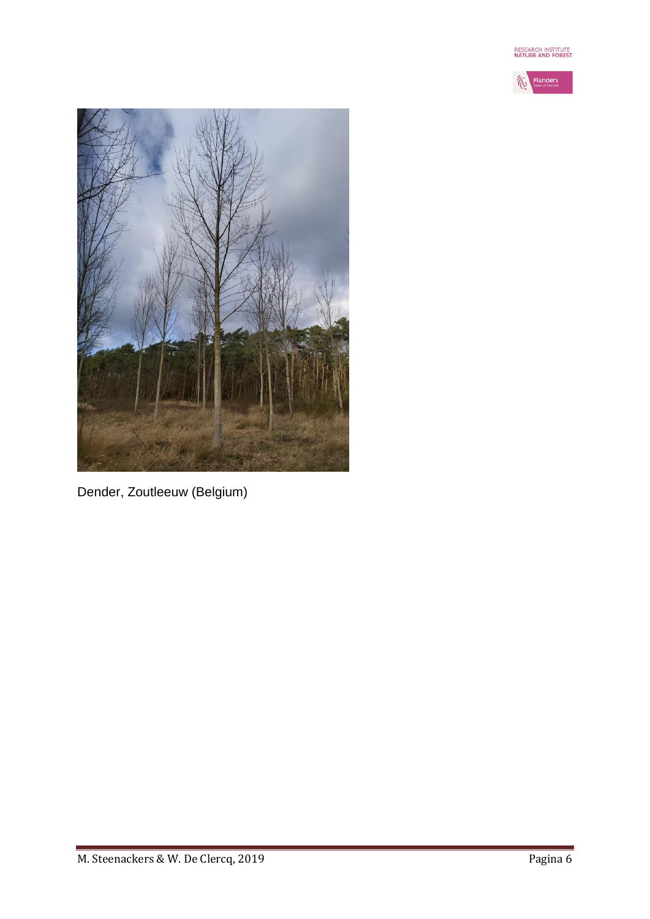Dender, Zoutleeuw (Belgium)